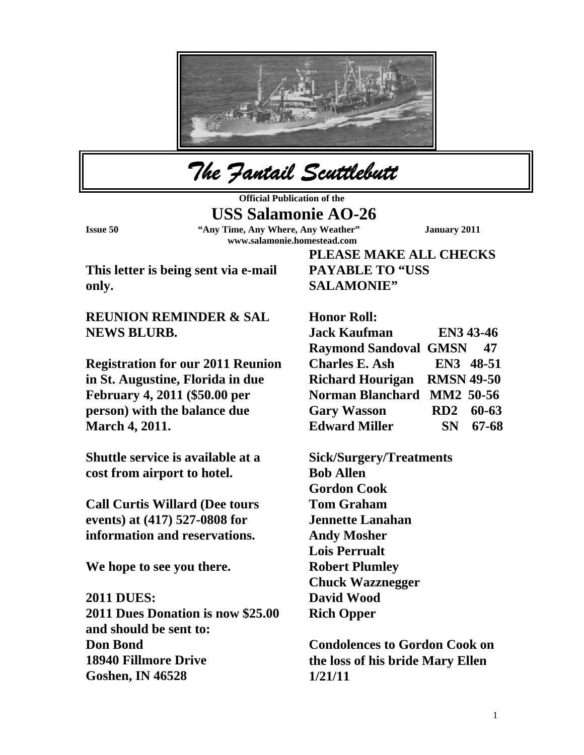# The Fantail Scuttlebutt

**Official Publication of the**

## USS Salamonie AO-26

**Issue 50** **"Any Time, Any Where, Any Weather"** **January 2011**

**www.salamonie.homestead.com**

**This letter is being sent via e-mail only.**

**REUNION REMINDER & SAL NEWS BLURB.**

**Registration for our 2011 Reunion in St. Augustine, Florida in due February 4, 2011 ($50.00 per person) with the balance due March 4, 2011.**

**Shuttle service is available at a cost from airport to hotel.**

**Call Curtis Willard (Dee tours events) at (417) 527-0808 for information and reservations.**

**We hope to see you there.**

**2011 DUES:**
**2011 Dues Donation is now $25.00 and should be sent to:**
**Don Bond**
**18940 Fillmore Drive**
**Goshen, IN 46528**

**PLEASE MAKE ALL CHECKS PAYABLE TO "USS SALAMONIE"**

**Honor Roll:**

| | | |
|---|---|---|
| **Jack Kaufman** | **EN3** | **43-46** |
| **Raymond Sandoval** | **GMSN** | **47** |
| **Charles E. Ash** | **EN3** | **48-51** |
| **Richard Hourigan** | **RMSN** | **49-50** |
| **Norman Blanchard** | **MM2** | **50-56** |
| **Gary Wasson** | **RD2** | **60-63** |
| **Edward Miller** | **SN** | **67-68** |

**Sick/Surgery/Treatments**
**Bob Allen**
**Gordon Cook**
**Tom Graham**
**Jennette Lanahan**
**Andy Mosher**
**Lois Perrualt**
**Robert Plumley**
**Chuck Wazznegger**
**David Wood**
**Rich Opper**

**Condolences to Gordon Cook on the loss of his bride Mary Ellen 1/21/11**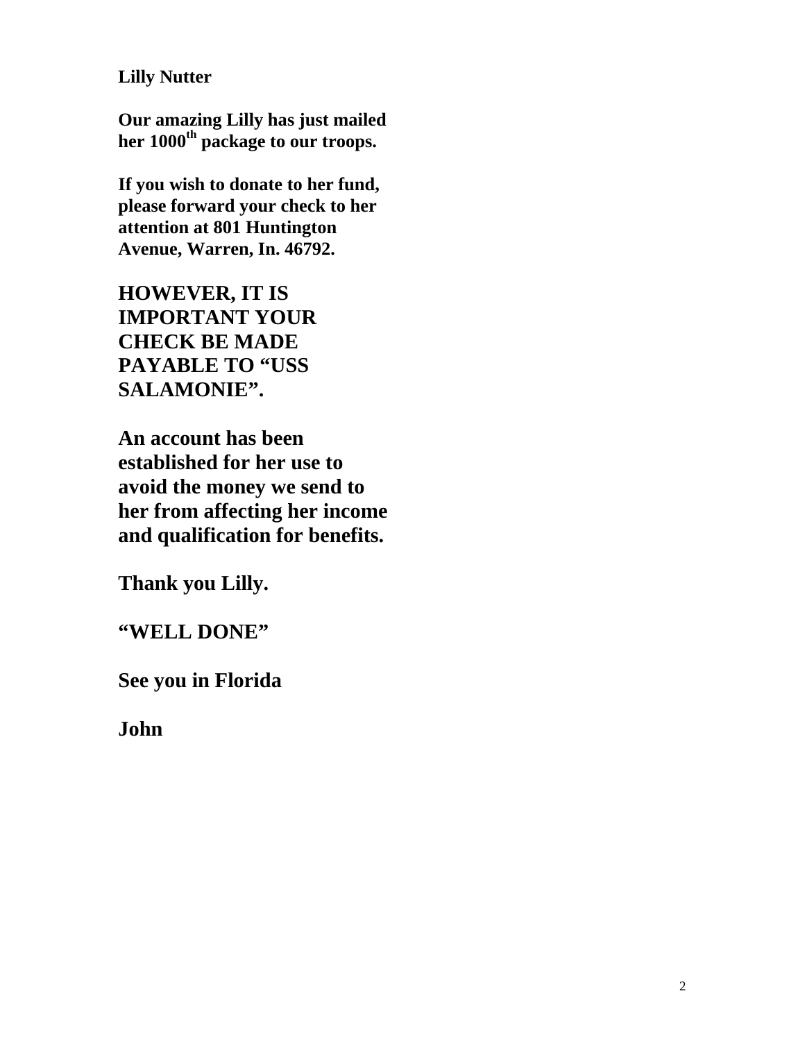**Lilly Nutter**

**Our amazing Lilly has just mailed her 1000th package to our troops.**

**If you wish to donate to her fund, please forward your check to her attention at 801 Huntington Avenue, Warren, In. 46792.**

**HOWEVER, IT IS IMPORTANT YOUR CHECK BE MADE PAYABLE TO "USS SALAMONIE".**

**An account has been established for her use to avoid the money we send to her from affecting her income and qualification for benefits.**

**Thank you Lilly.**

**"WELL DONE"**

**See you in Florida**

**John**